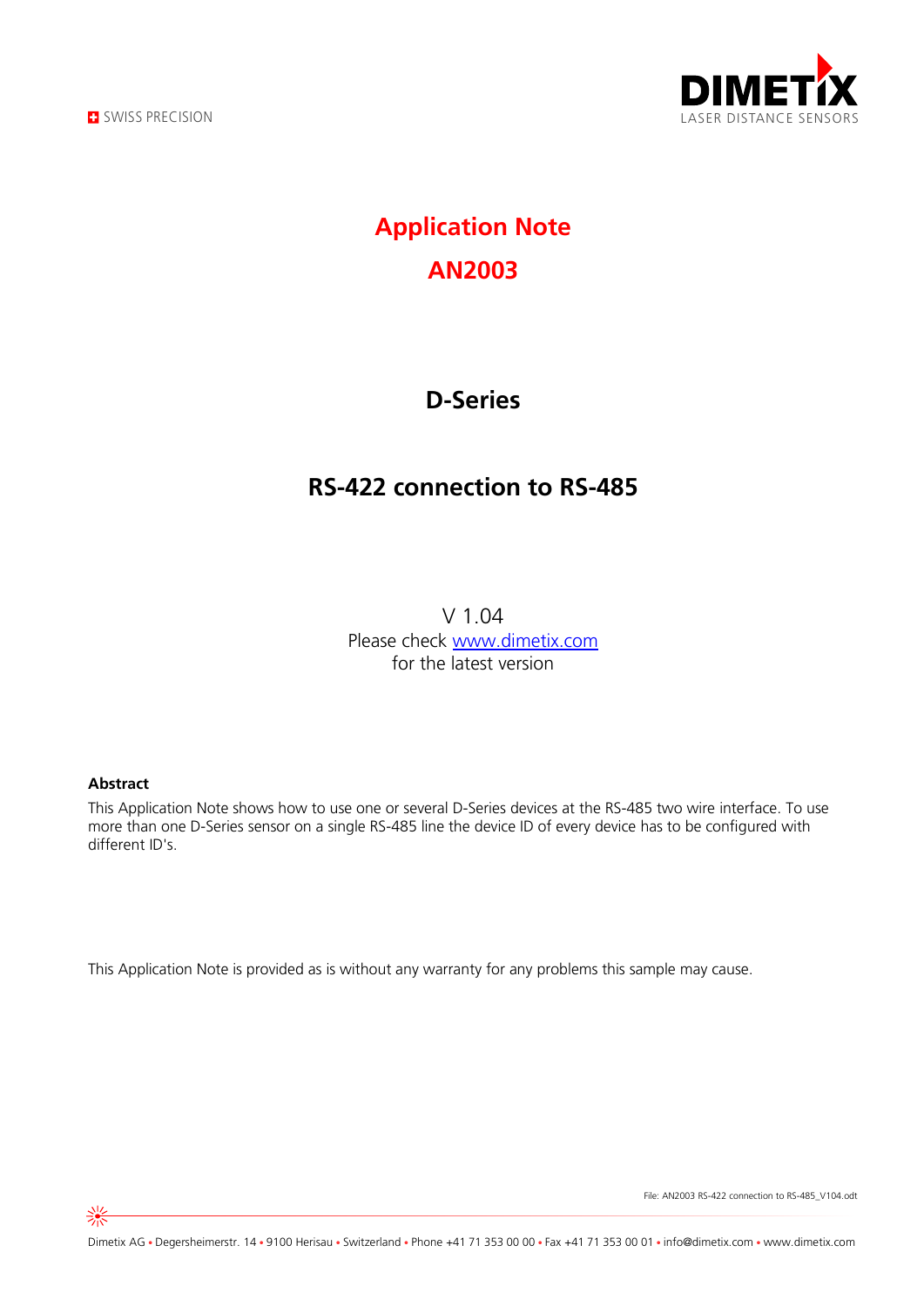# Application Note

# AN2003

## D-Series

## RS-422 connection to RS-485

V 1.04
Please check [www.dimetix.com](http://www.dimetix.com)
for the latest version

**Abstract**

This Application Note shows how to use one or several D-Series devices at the RS-485 two wire interface. To use more than one D-Series sensor on a single RS-485 line the device ID of every device has to be configured with different ID's.

This Application Note is provided as is without any warranty for any problems this sample may cause.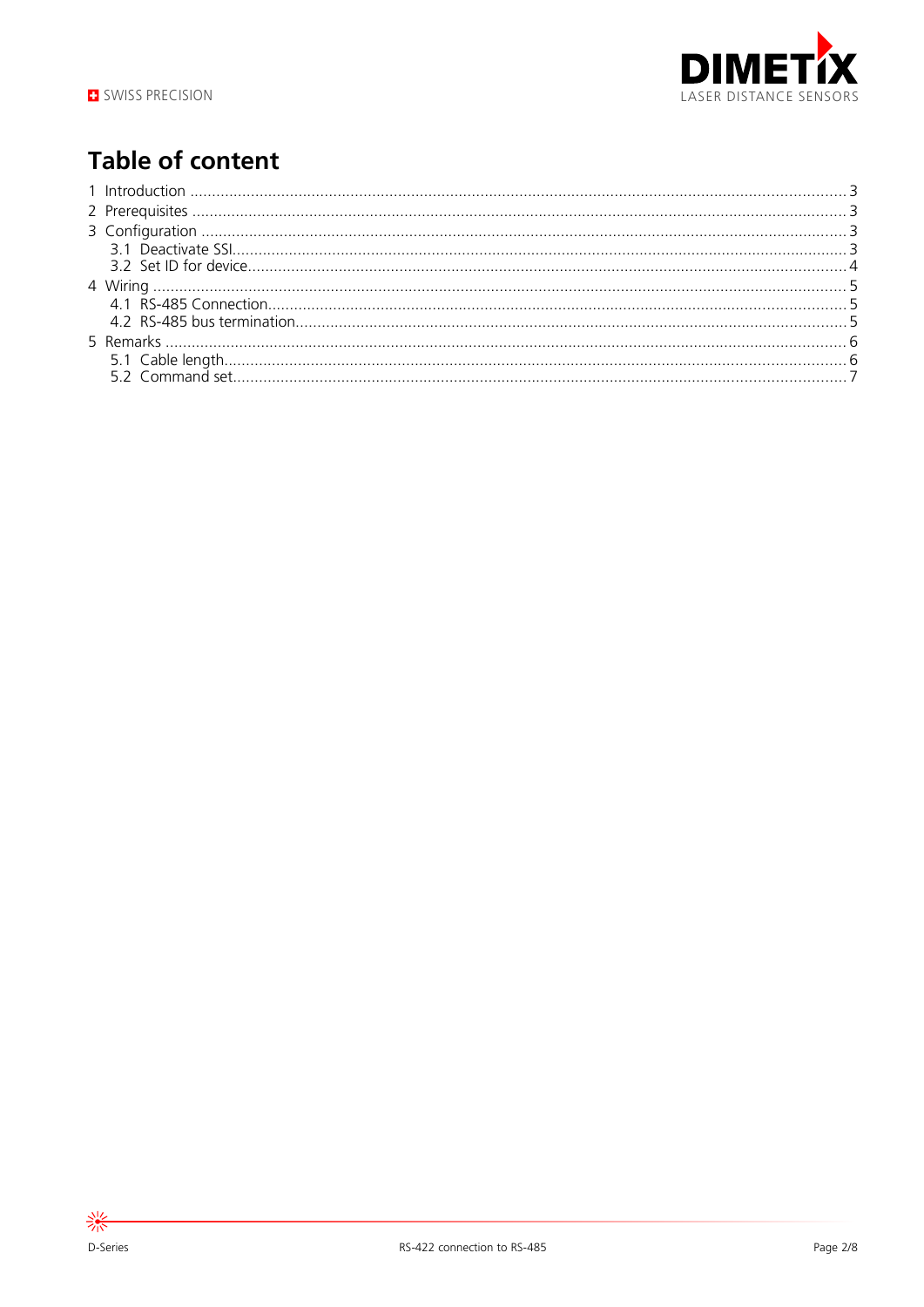# Table of content

1 Introduction ........................................................................ 3
2 Prerequisites ........................................................................ 3
3 Configuration ........................................................................ 3
  3.1 Deactivate SSI ........................................................................ 3
  3.2 Set ID for device ........................................................................ 4
4 Wiring ........................................................................ 5
  4.1 RS-485 Connection ........................................................................ 5
  4.2 RS-485 bus termination ........................................................................ 5
5 Remarks ........................................................................ 6
  5.1 Cable length ........................................................................ 6
  5.2 Command set ........................................................................ 7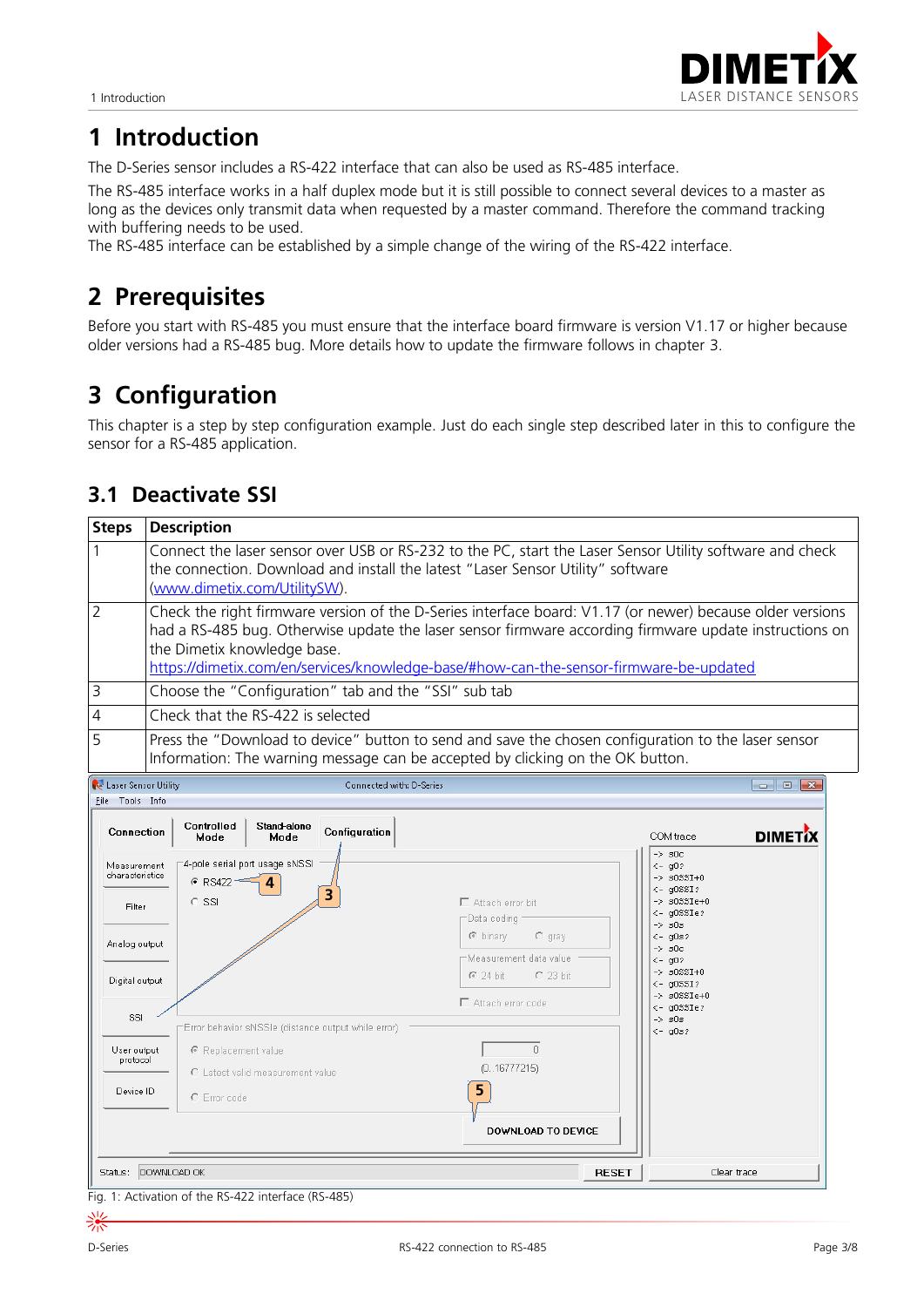# 1 Introduction

The D-Series sensor includes a RS-422 interface that can also be used as RS-485 interface.

The RS-485 interface works in a half duplex mode but it is still possible to connect several devices to a master as long as the devices only transmit data when requested by a master command. Therefore the command tracking with buffering needs to be used.
The RS-485 interface can be established by a simple change of the wiring of the RS-422 interface.

# 2 Prerequisites

Before you start with RS-485 you must ensure that the interface board firmware is version V1.17 or higher because older versions had a RS-485 bug. More details how to update the firmware follows in chapter 3.

# 3 Configuration

This chapter is a step by step configuration example. Just do each single step described later in this to configure the sensor for a RS-485 application.

## 3.1 Deactivate SSI

| Steps | Description |
|---|---|
| 1 | Connect the laser sensor over USB or RS-232 to the PC, start the Laser Sensor Utility software and check the connection. Download and install the latest "Laser Sensor Utility" software (www.dimetix.com/UtilitySW). |
| 2 | Check the right firmware version of the D-Series interface board: V1.17 (or newer) because older versions had a RS-485 bug. Otherwise update the laser sensor firmware according firmware update instructions on the Dimetix knowledge base. https://dimetix.com/en/services/knowledge-base/#how-can-the-sensor-firmware-be-updated |
| 3 | Choose the "Configuration" tab and the "SSI" sub tab |
| 4 | Check that the RS-422 is selected |
| 5 | Press the "Download to device" button to send and save the chosen configuration to the laser sensor Information: The warning message can be accepted by clicking on the OK button. |

Fig. 1: Activation of the RS-422 interface (RS-485)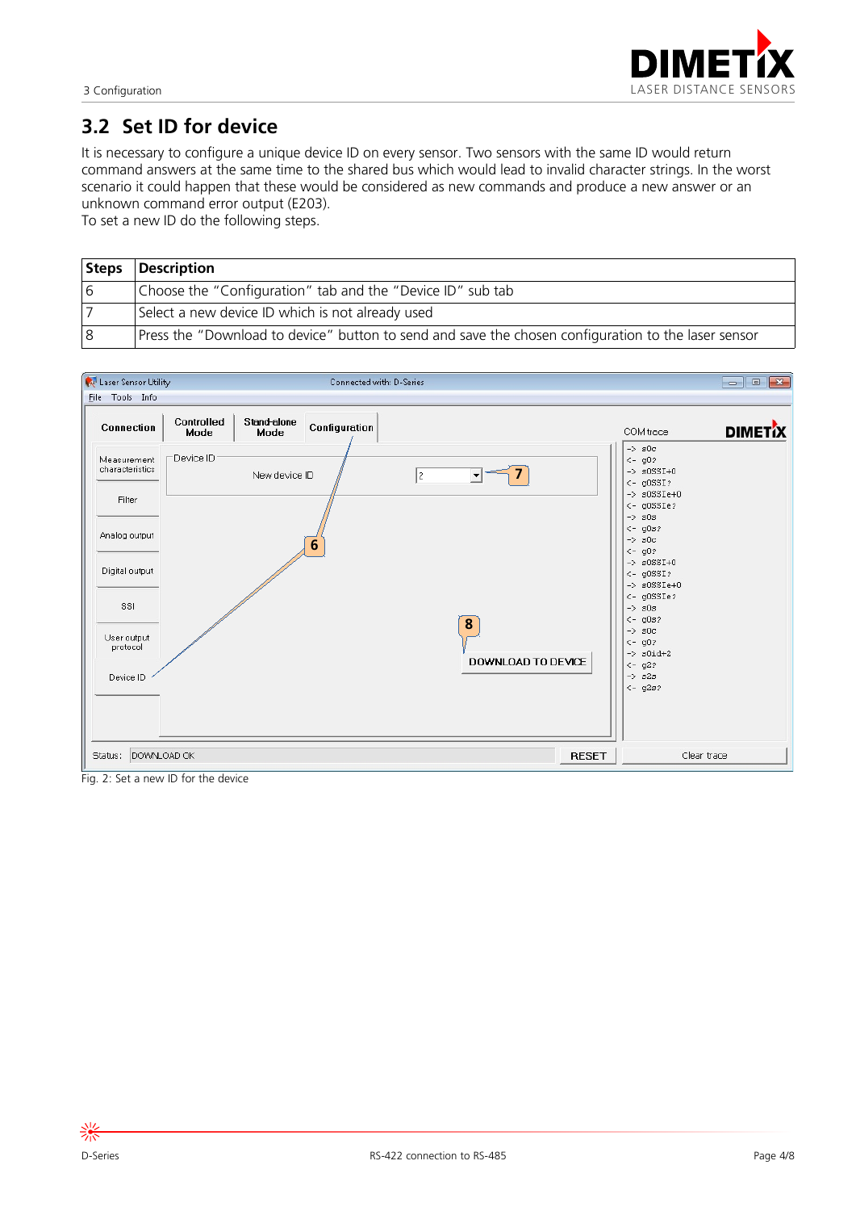## 3.2 Set ID for device

It is necessary to configure a unique device ID on every sensor. Two sensors with the same ID would return command answers at the same time to the shared bus which would lead to invalid character strings. In the worst scenario it could happen that these would be considered as new commands and produce a new answer or an unknown command error output (E203).
To set a new ID do the following steps.

| Steps | Description |
|---|---|
| 6 | Choose the "Configuration" tab and the "Device ID" sub tab |
| 7 | Select a new device ID which is not already used |
| 8 | Press the "Download to device" button to send and save the chosen configuration to the laser sensor |

Fig. 2: Set a new ID for the device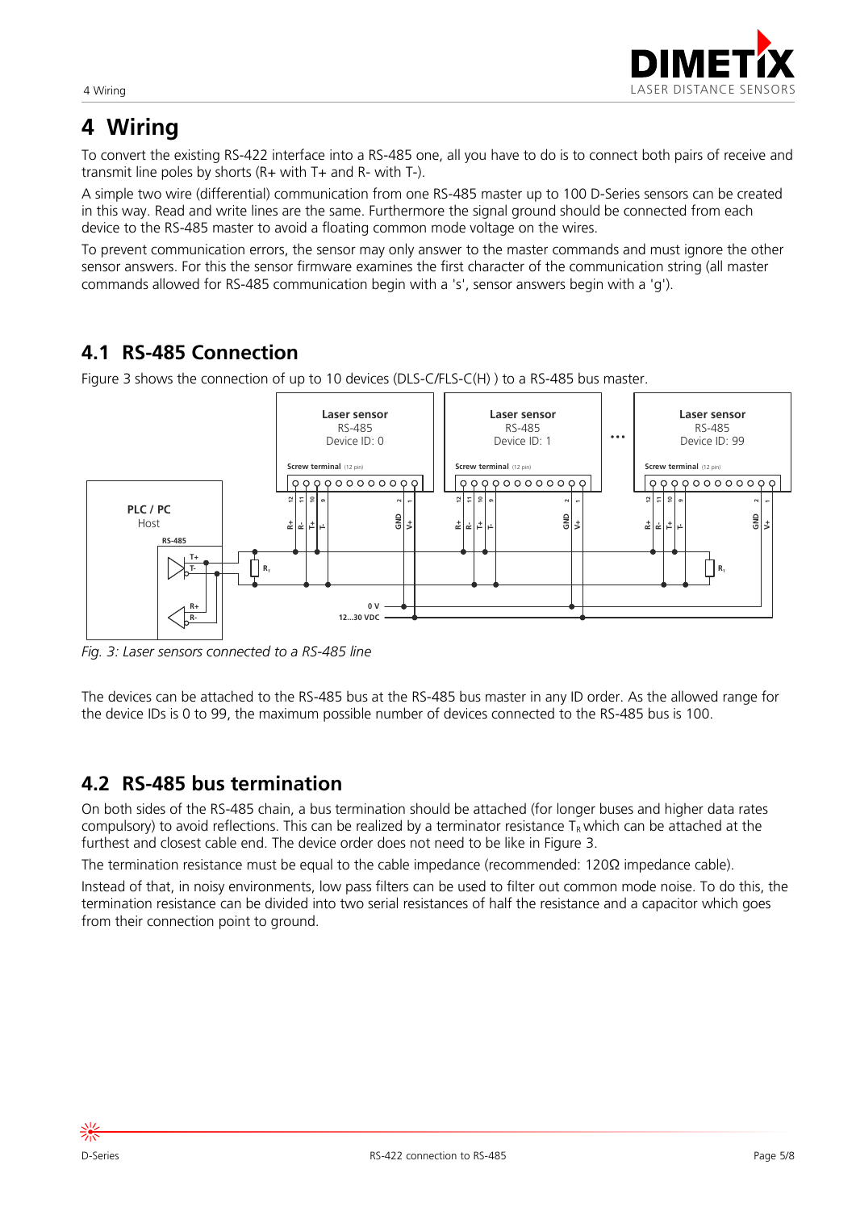# 4 Wiring

To convert the existing RS-422 interface into a RS-485 one, all you have to do is to connect both pairs of receive and transmit line poles by shorts (R+ with T+ and R- with T-).

A simple two wire (differential) communication from one RS-485 master up to 100 D-Series sensors can be created in this way. Read and write lines are the same. Furthermore the signal ground should be connected from each device to the RS-485 master to avoid a floating common mode voltage on the wires.

To prevent communication errors, the sensor may only answer to the master commands and must ignore the other sensor answers. For this the sensor firmware examines the first character of the communication string (all master commands allowed for RS-485 communication begin with a 's', sensor answers begin with a 'g').

## 4.1 RS-485 Connection

Figure 3 shows the connection of up to 10 devices (DLS-C/FLS-C(H) ) to a RS-485 bus master.

*Fig. 3: Laser sensors connected to a RS-485 line*

The devices can be attached to the RS-485 bus at the RS-485 bus master in any ID order. As the allowed range for the device IDs is 0 to 99, the maximum possible number of devices connected to the RS-485 bus is 100.

## 4.2 RS-485 bus termination

On both sides of the RS-485 chain, a bus termination should be attached (for longer buses and higher data rates compulsory) to avoid reflections. This can be realized by a terminator resistance $T_R$ which can be attached at the furthest and closest cable end. The device order does not need to be like in Figure 3.

The termination resistance must be equal to the cable impedance (recommended: 120Ω impedance cable).

Instead of that, in noisy environments, low pass filters can be used to filter out common mode noise. To do this, the termination resistance can be divided into two serial resistances of half the resistance and a capacitor which goes from their connection point to ground.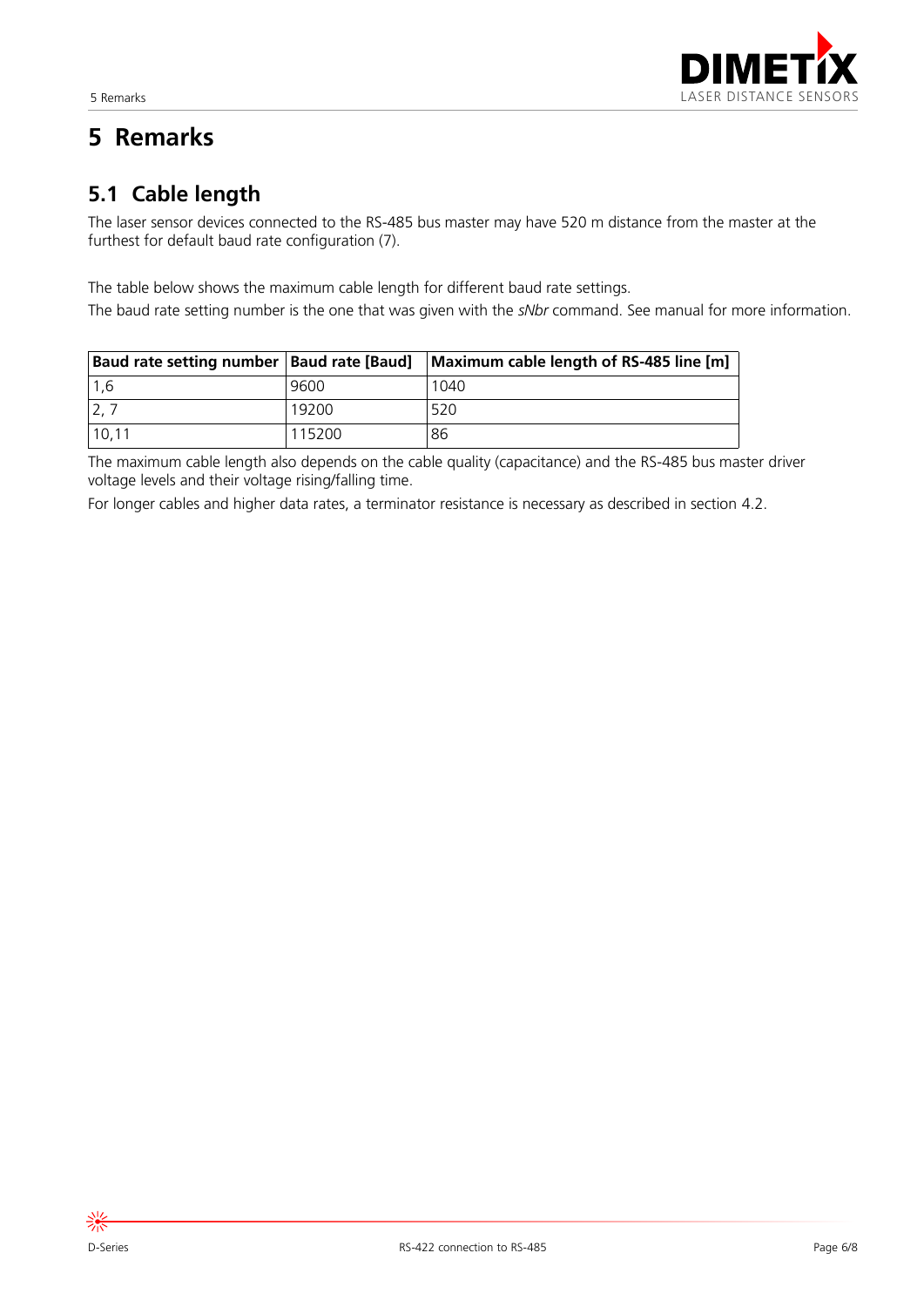# 5 Remarks

## 5.1 Cable length

The laser sensor devices connected to the RS-485 bus master may have 520 m distance from the master at the furthest for default baud rate configuration (7).

The table below shows the maximum cable length for different baud rate settings.
The baud rate setting number is the one that was given with the *sNbr* command. See manual for more information.

| Baud rate setting number | Baud rate [Baud] | Maximum cable length of RS-485 line [m] |
|---|---|---|
| 1,6 | 9600 | 1040 |
| 2, 7 | 19200 | 520 |
| 10,11 | 115200 | 86 |

The maximum cable length also depends on the cable quality (capacitance) and the RS-485 bus master driver voltage levels and their voltage rising/falling time.

For longer cables and higher data rates, a terminator resistance is necessary as described in section 4.2.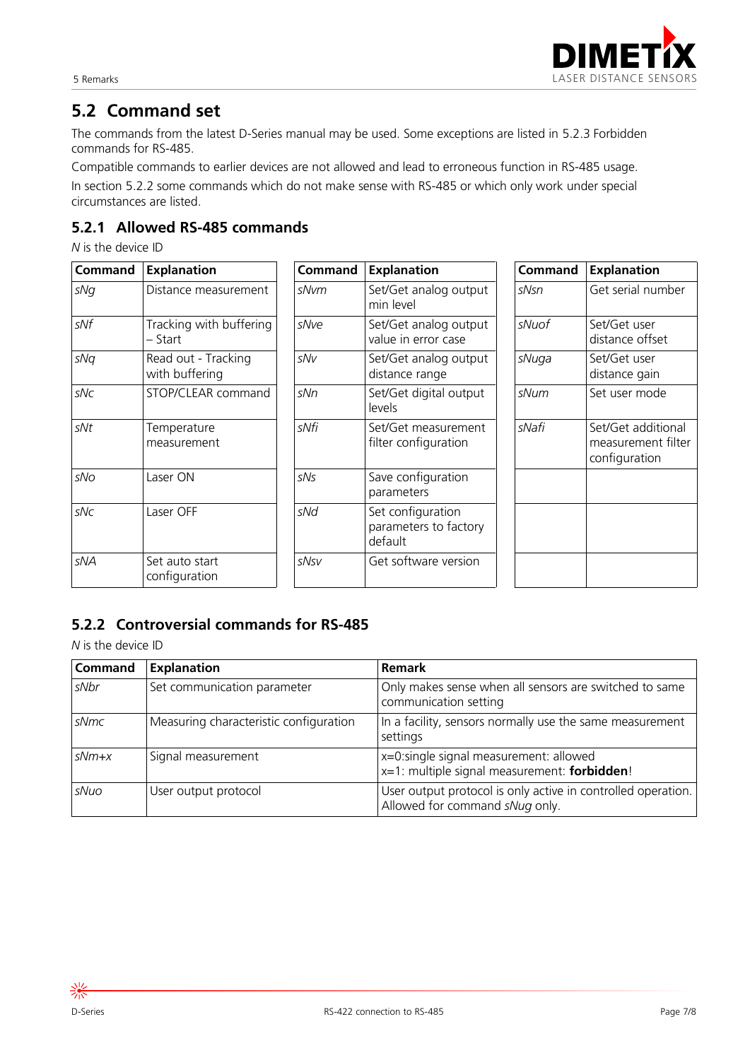## 5.2 Command set

The commands from the latest D-Series manual may be used. Some exceptions are listed in 5.2.3 Forbidden commands for RS-485.

Compatible commands to earlier devices are not allowed and lead to erroneous function in RS-485 usage.

In section 5.2.2 some commands which do not make sense with RS-485 or which only work under special circumstances are listed.

### 5.2.1 Allowed RS-485 commands

*N* is the device ID

| Command | Explanation |
|---|---|
| *sNg* | Distance measurement |
| *sNf* | Tracking with buffering – Start |
| *sNq* | Read out - Tracking with buffering |
| *sNc* | STOP/CLEAR command |
| *sNt* | Temperature measurement |
| *sNo* | Laser ON |
| *sNc* | Laser OFF |
| *sNA* | Set auto start configuration |

| Command | Explanation |
|---|---|
| *sNvm* | Set/Get analog output min level |
| *sNve* | Set/Get analog output value in error case |
| *sNv* | Set/Get analog output distance range |
| *sNn* | Set/Get digital output levels |
| *sNfi* | Set/Get measurement filter configuration |
| *sNs* | Save configuration parameters |
| *sNd* | Set configuration parameters to factory default |
| *sNsv* | Get software version |

| Command | Explanation |
|---|---|
| *sNsn* | Get serial number |
| *sNuof* | Set/Get user distance offset |
| *sNuga* | Set/Get user distance gain |
| *sNum* | Set user mode |
| *sNafi* | Set/Get additional measurement filter configuration |

### 5.2.2 Controversial commands for RS-485

*N* is the device ID

| Command | Explanation | Remark |
|---|---|---|
| *sNbr* | Set communication parameter | Only makes sense when all sensors are switched to same communication setting |
| *sNmc* | Measuring characteristic configuration | In a facility, sensors normally use the same measurement settings |
| *sNm+x* | Signal measurement | x=0:single signal measurement: allowed<br>x=1: multiple signal measurement: **forbidden**! |
| *sNuo* | User output protocol | User output protocol is only active in controlled operation. Allowed for command *sNug* only. |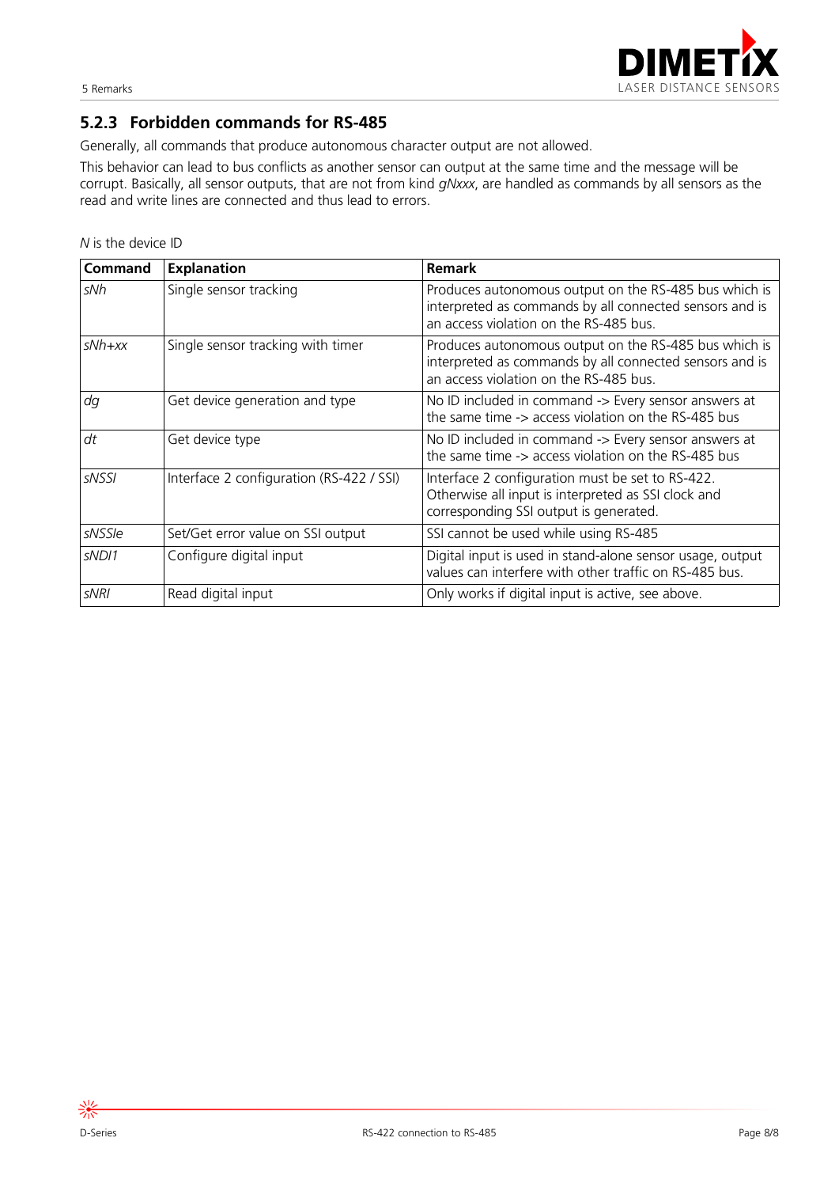### 5.2.3 Forbidden commands for RS-485

Generally, all commands that produce autonomous character output are not allowed.

This behavior can lead to bus conflicts as another sensor can output at the same time and the message will be corrupt. Basically, all sensor outputs, that are not from kind *gNxxx*, are handled as commands by all sensors as the read and write lines are connected and thus lead to errors.

*N* is the device ID

| Command | Explanation | Remark |
|---|---|---|
| *sNh* | Single sensor tracking | Produces autonomous output on the RS-485 bus which is interpreted as commands by all connected sensors and is an access violation on the RS-485 bus. |
| *sNh+xx* | Single sensor tracking with timer | Produces autonomous output on the RS-485 bus which is interpreted as commands by all connected sensors and is an access violation on the RS-485 bus. |
| *dg* | Get device generation and type | No ID included in command -> Every sensor answers at the same time -> access violation on the RS-485 bus |
| *dt* | Get device type | No ID included in command -> Every sensor answers at the same time -> access violation on the RS-485 bus |
| *sNSSI* | Interface 2 configuration (RS-422 / SSI) | Interface 2 configuration must be set to RS-422. Otherwise all input is interpreted as SSI clock and corresponding SSI output is generated. |
| *sNSSIe* | Set/Get error value on SSI output | SSI cannot be used while using RS-485 |
| *sNDI1* | Configure digital input | Digital input is used in stand-alone sensor usage, output values can interfere with other traffic on RS-485 bus. |
| *sNRI* | Read digital input | Only works if digital input is active, see above. |